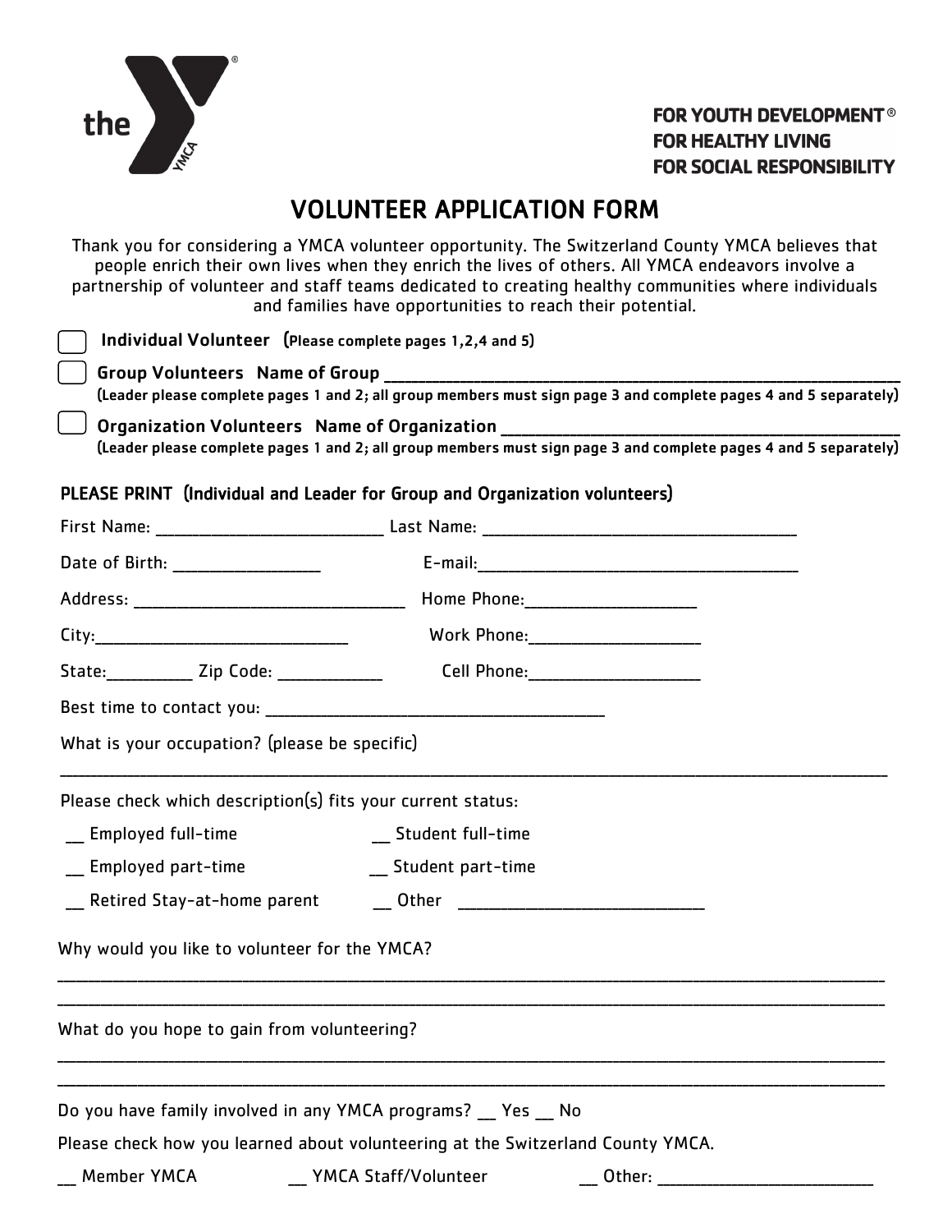the YMCA

**FOR YOUTH DEVELOPMENT®**
**FOR HEALTHY LIVING**
**FOR SOCIAL RESPONSIBILITY**

# VOLUNTEER APPLICATION FORM

Thank you for considering a YMCA volunteer opportunity. The Switzerland County YMCA believes that people enrich their own lives when they enrich the lives of others. All YMCA endeavors involve a partnership of volunteer and staff teams dedicated to creating healthy communities where individuals and families have opportunities to reach their potential.

☐ **Individual Volunteer** (**Please complete pages 1,2,4 and 5**)

☐ **Group Volunteers Name of Group** ________________________________________________
**(Leader please complete pages 1 and 2; all group members must sign page 3 and complete pages 4 and 5 separately)**

☐ **Organization Volunteers Name of Organization** ____________________________________
**(Leader please complete pages 1 and 2; all group members must sign page 3 and complete pages 4 and 5 separately)**

**PLEASE PRINT (Individual and Leader for Group and Organization volunteers)**

First Name: ____________________ Last Name: ____________________________

Date of Birth: ______________ E-mail:_____________________________

Address: _______________________ Home Phone:________________

City:______________________ Work Phone:________________

State:________ Zip Code: __________ Cell Phone:________________

Best time to contact you: ______________________________

What is your occupation? (please be specific)

______________________________________________________________________________

Please check which description(s) fits your current status:

__ Employed full-time __ Student full-time

__ Employed part-time __ Student part-time

__ Retired Stay-at-home parent __ Other ______________________

Why would you like to volunteer for the YMCA?

______________________________________________________________________________

______________________________________________________________________________

What do you hope to gain from volunteering?

______________________________________________________________________________

______________________________________________________________________________

Do you have family involved in any YMCA programs? __ Yes __ No

Please check how you learned about volunteering at the Switzerland County YMCA.

__ Member YMCA __ YMCA Staff/Volunteer __ Other: ____________________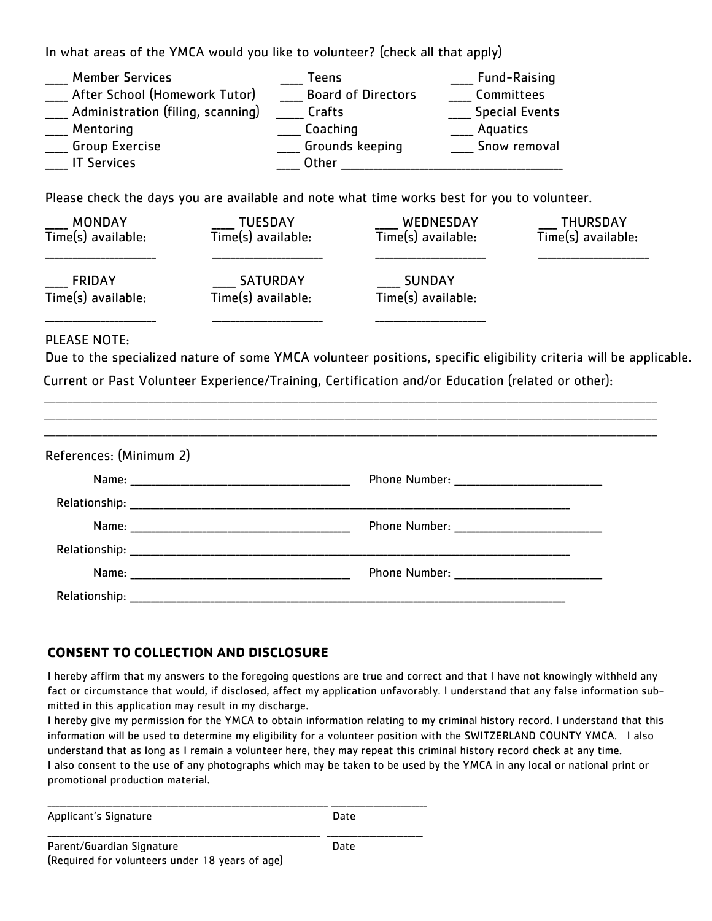In what areas of the YMCA would you like to volunteer? (check all that apply)

| | | |
|---|---|---|
| ____ Member Services | ____ Teens | ____ Fund-Raising |
| ____ After School (Homework Tutor) | ____ Board of Directors | ____ Committees |
| ____ Administration (filing, scanning) | ____ Crafts | ____ Special Events |
| ____ Mentoring | ____ Coaching | ____ Aquatics |
| ____ Group Exercise | ____ Grounds keeping | ____ Snow removal |
| ____ IT Services | ____ Other ______________________________ | |

Please check the days you are available and note what time works best for you to volunteer.

| | | | |
|---|---|---|---|
| ____ MONDAY | ____ TUESDAY | ____ WEDNESDAY | ___ THURSDAY |
| Time(s) available: | Time(s) available: | Time(s) available: | Time(s) available: |
| _______________ | _______________ | _______________ | _______________ |
| ____ FRIDAY | ____ SATURDAY | ____ SUNDAY | |
| Time(s) available: | Time(s) available: | Time(s) available: | |
| _______________ | _______________ | _______________ | |

PLEASE NOTE:
Due to the specialized nature of some YMCA volunteer positions, specific eligibility criteria will be applicable.

Current or Past Volunteer Experience/Training, Certification and/or Education (related or other):

______________________________________________________________________________________

______________________________________________________________________________________

______________________________________________________________________________________

References: (Minimum 2)

Name: ______________________________ Phone Number: ____________________

Relationship: ____________________________________________________________

Name: ______________________________ Phone Number: ____________________

Relationship: ____________________________________________________________

Name: ______________________________ Phone Number: ____________________

Relationship: ____________________________________________________________

## CONSENT TO COLLECTION AND DISCLOSURE

I hereby affirm that my answers to the foregoing questions are true and correct and that I have not knowingly withheld any fact or circumstance that would, if disclosed, affect my application unfavorably. I understand that any false information submitted in this application may result in my discharge.
I hereby give my permission for the YMCA to obtain information relating to my criminal history record. I understand that this information will be used to determine my eligibility for a volunteer position with the SWITZERLAND COUNTY YMCA. I also understand that as long as I remain a volunteer here, they may repeat this criminal history record check at any time.
I also consent to the use of any photographs which may be taken to be used by the YMCA in any local or national print or promotional production material.

________________________________________ ______________
Applicant's Signature Date

________________________________________ ______________
Parent/Guardian Signature Date
(Required for volunteers under 18 years of age)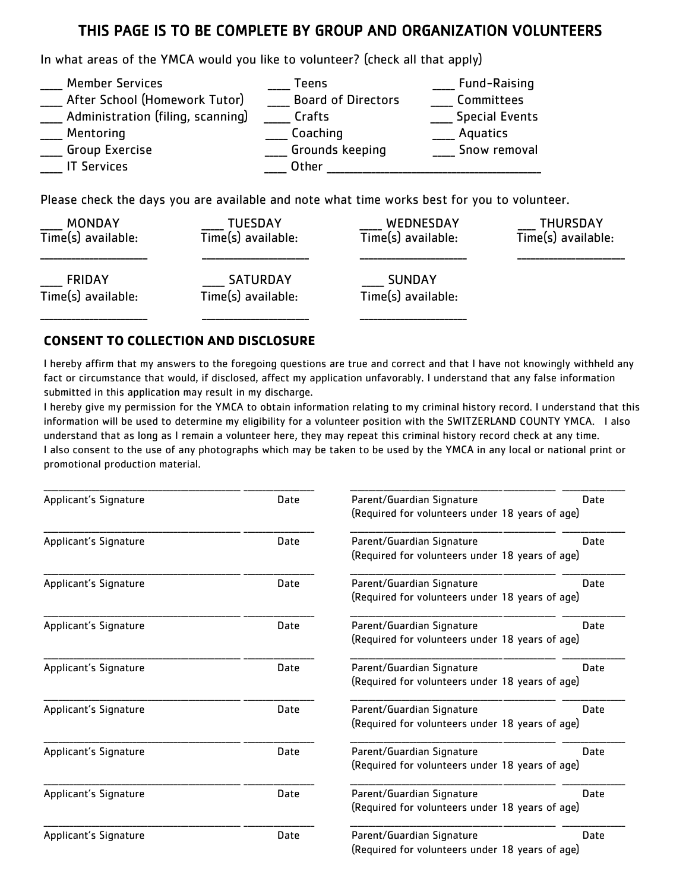## THIS PAGE IS TO BE COMPLETE BY GROUP AND ORGANIZATION VOLUNTEERS

In what areas of the YMCA would you like to volunteer? (check all that apply)

____ Member Services
____ After School (Homework Tutor)
____ Administration (filing, scanning)
____ Mentoring
____ Group Exercise
____ IT Services
____ Teens
____ Board of Directors
____ Crafts
____ Coaching
____ Grounds keeping
____ Other ___________________________________
____ Fund-Raising
____ Committees
____ Special Events
____ Aquatics
____ Snow removal

Please check the days you are available and note what time works best for you to volunteer.

____ MONDAY
Time(s) available:
__________________

____ TUESDAY
Time(s) available:
__________________

____ WEDNESDAY
Time(s) available:
__________________

___ THURSDAY
Time(s) available:
__________________

____ FRIDAY
Time(s) available:
__________________

____ SATURDAY
Time(s) available:
__________________

____ SUNDAY
Time(s) available:
__________________

### CONSENT TO COLLECTION AND DISCLOSURE

I hereby affirm that my answers to the foregoing questions are true and correct and that I have not knowingly withheld any fact or circumstance that would, if disclosed, affect my application unfavorably. I understand that any false information submitted in this application may result in my discharge.

I hereby give my permission for the YMCA to obtain information relating to my criminal history record. I understand that this information will be used to determine my eligibility for a volunteer position with the SWITZERLAND COUNTY YMCA. I also understand that as long as I remain a volunteer here, they may repeat this criminal history record check at any time.

I also consent to the use of any photographs which may be taken to be used by the YMCA in any local or national print or promotional production material.

____________________________________ ____________
Applicant's Signature Date

____________________________________ ____________
Parent/Guardian Signature Date
(Required for volunteers under 18 years of age)

____________________________________ ____________
Applicant's Signature Date

____________________________________ ____________
Parent/Guardian Signature Date
(Required for volunteers under 18 years of age)

____________________________________ ____________
Applicant's Signature Date

____________________________________ ____________
Parent/Guardian Signature Date
(Required for volunteers under 18 years of age)

____________________________________ ____________
Applicant's Signature Date

____________________________________ ____________
Parent/Guardian Signature Date
(Required for volunteers under 18 years of age)

____________________________________ ____________
Applicant's Signature Date

____________________________________ ____________
Parent/Guardian Signature Date
(Required for volunteers under 18 years of age)

____________________________________ ____________
Applicant's Signature Date

____________________________________ ____________
Parent/Guardian Signature Date
(Required for volunteers under 18 years of age)

____________________________________ ____________
Applicant's Signature Date

____________________________________ ____________
Parent/Guardian Signature Date
(Required for volunteers under 18 years of age)

____________________________________ ____________
Applicant's Signature Date

____________________________________ ____________
Parent/Guardian Signature Date
(Required for volunteers under 18 years of age)

____________________________________ ____________
Applicant's Signature Date

____________________________________ ____________
Parent/Guardian Signature Date
(Required for volunteers under 18 years of age)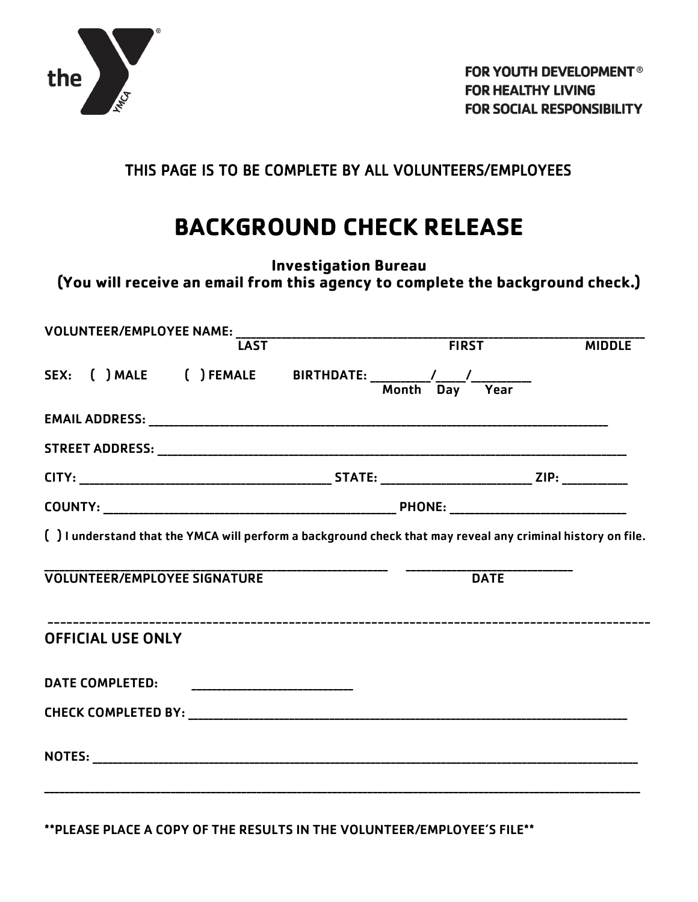the YMCA

FOR YOUTH DEVELOPMENT®
FOR HEALTHY LIVING
FOR SOCIAL RESPONSIBILITY

THIS PAGE IS TO BE COMPLETE BY ALL VOLUNTEERS/EMPLOYEES

# BACKGROUND CHECK RELEASE

**Investigation Bureau**
**(You will receive an email from this agency to complete the background check.)**

VOLUNTEER/EMPLOYEE NAME: ____________________________________________
LAST FIRST MIDDLE

SEX: ( ) MALE ( ) FEMALE BIRTHDATE: ________/____/________
Month Day Year

EMAIL ADDRESS: ____________________________________________

STREET ADDRESS: ____________________________________________

CITY: ______________________ STATE: ______________ ZIP: ________

COUNTY: ________________________ PHONE: ______________________

( ) I understand that the YMCA will perform a background check that may reveal any criminal history on file.

________________________________________ ______________________
VOLUNTEER/EMPLOYEE SIGNATURE DATE

---

## OFFICIAL USE ONLY

DATE COMPLETED: ______________________

CHECK COMPLETED BY: ____________________________________________

NOTES: ____________________________________________

____________________________________________

**PLEASE PLACE A COPY OF THE RESULTS IN THE VOLUNTEER/EMPLOYEE'S FILE**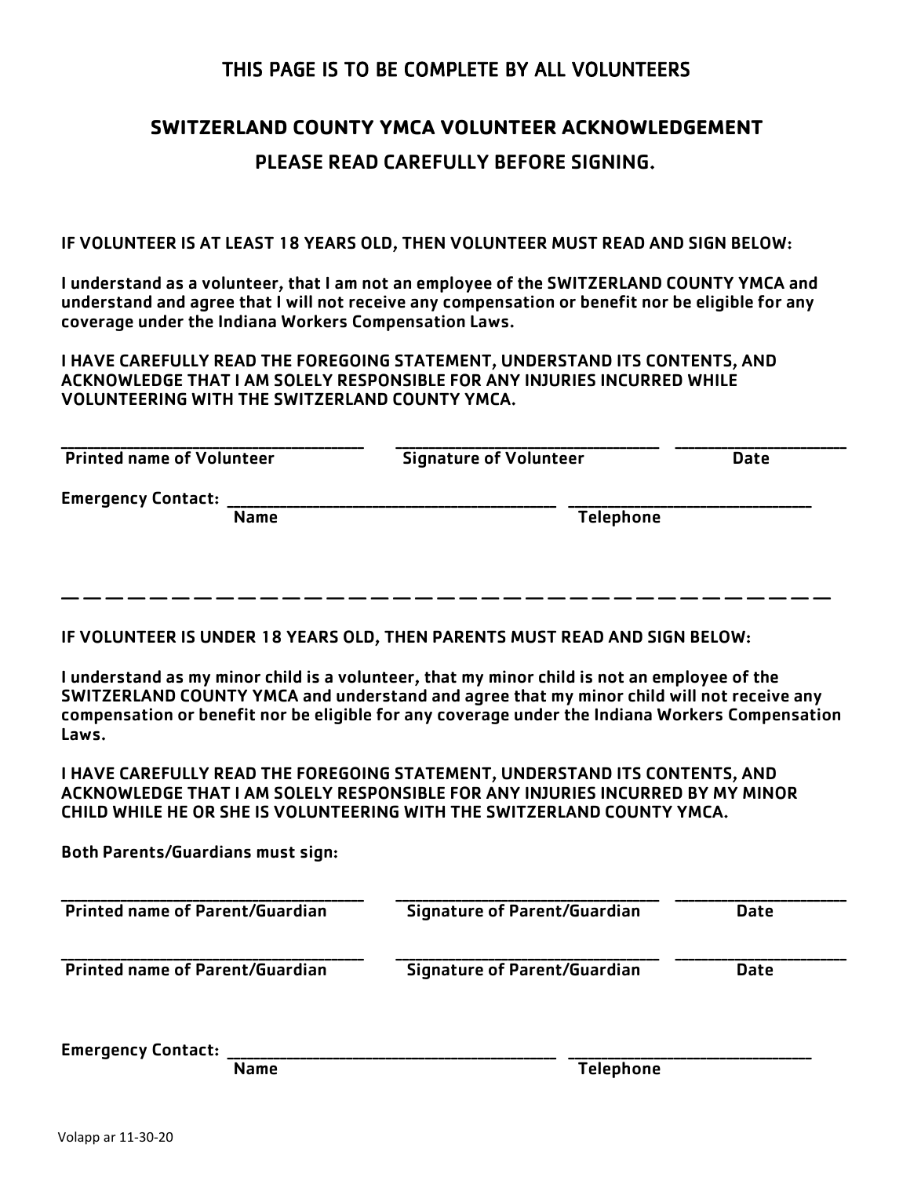## THIS PAGE IS TO BE COMPLETE BY ALL VOLUNTEERS

## SWITZERLAND COUNTY YMCA VOLUNTEER ACKNOWLEDGEMENT

### PLEASE READ CAREFULLY BEFORE SIGNING.

**IF VOLUNTEER IS AT LEAST 18 YEARS OLD, THEN VOLUNTEER MUST READ AND SIGN BELOW:**

**I understand as a volunteer, that I am not an employee of the SWITZERLAND COUNTY YMCA and understand and agree that I will not receive any compensation or benefit nor be eligible for any coverage under the Indiana Workers Compensation Laws.**

**I HAVE CAREFULLY READ THE FOREGOING STATEMENT, UNDERSTAND ITS CONTENTS, AND ACKNOWLEDGE THAT I AM SOLELY RESPONSIBLE FOR ANY INJURIES INCURRED WHILE VOLUNTEERING WITH THE SWITZERLAND COUNTY YMCA.**

______________________________ ______________________________ ____________________
**Printed name of Volunteer** **Signature of Volunteer** **Date**

**Emergency Contact:** ______________________________ ______________________________
**Name** **Telephone**

---

**IF VOLUNTEER IS UNDER 18 YEARS OLD, THEN PARENTS MUST READ AND SIGN BELOW:**

**I understand as my minor child is a volunteer, that my minor child is not an employee of the SWITZERLAND COUNTY YMCA and understand and agree that my minor child will not receive any compensation or benefit nor be eligible for any coverage under the Indiana Workers Compensation Laws.**

**I HAVE CAREFULLY READ THE FOREGOING STATEMENT, UNDERSTAND ITS CONTENTS, AND ACKNOWLEDGE THAT I AM SOLELY RESPONSIBLE FOR ANY INJURIES INCURRED BY MY MINOR CHILD WHILE HE OR SHE IS VOLUNTEERING WITH THE SWITZERLAND COUNTY YMCA.**

**Both Parents/Guardians must sign:**

______________________________ ______________________________ ____________________
**Printed name of Parent/Guardian** **Signature of Parent/Guardian** **Date**

______________________________ ______________________________ ____________________
**Printed name of Parent/Guardian** **Signature of Parent/Guardian** **Date**

**Emergency Contact:** ______________________________ ______________________________
**Name** **Telephone**

Volapp ar 11-30-20